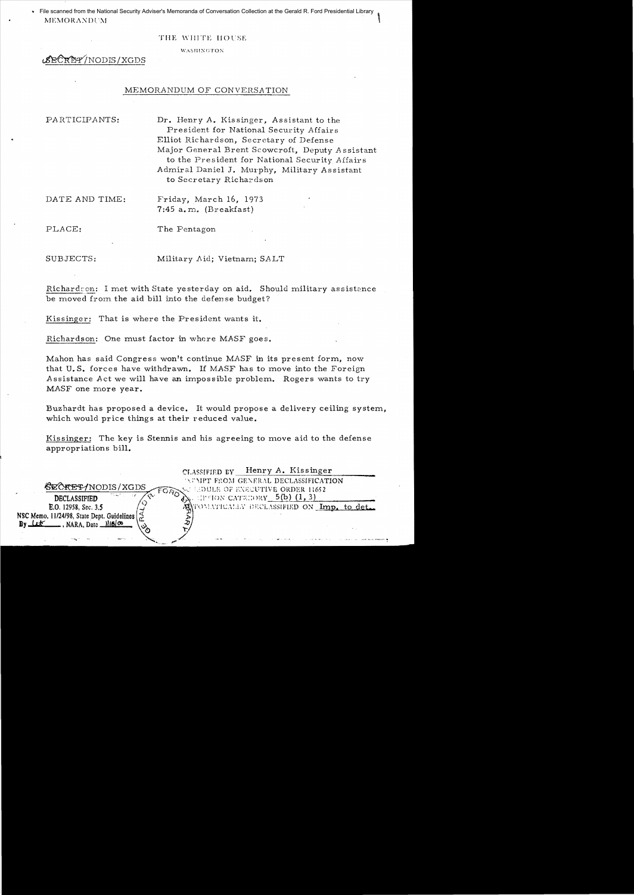File scanned from the National Security Adviser's Memoranda of Conversation Collection at the Gerald R. Ford Presidential Library

MEMORANDUM

THE WHITE HOUSE

WASHINGTON

SECRET/NODIS/XGDS

## MEMORANDUM OF CONVERSATION

PARTICIPANTS: Dr. Henry A. Kissinger, Assistant to the President for National Security Affairs
Elliot Richardson, Secretary of Defense
Major General Brent Scowcroft, Deputy Assistant to the President for National Security Affairs
Admiral Daniel J. Murphy, Military Assistant to Secretary Richardson

DATE AND TIME: Friday, March 16, 1973
7:45 a.m. (Breakfast)

PLACE: The Pentagon

SUBJECTS: Military Aid; Vietnam; SALT

Richardson: I met with State yesterday on aid. Should military assistance be moved from the aid bill into the defense budget?

Kissinger: That is where the President wants it.

Richardson: One must factor in where MASF goes.

Mahon has said Congress won't continue MASF in its present form, now that U.S. forces have withdrawn. If MASF has to move into the Foreign Assistance Act we will have an impossible problem. Rogers wants to try MASF one more year.

Buzhardt has proposed a device. It would propose a delivery ceiling system, which would price things at their reduced value.

Kissinger: The key is Stennis and his agreeing to move aid to the defense appropriations bill.

CLASSIFIED BY Henry A. Kissinger
EXEMPT FROM GENERAL DECLASSIFICATION SCHEDULE OF EXECUTIVE ORDER 11652
EXEMPTION CATEGORY 5(b) (1, 3)
AUTOMATICALLY DECLASSIFIED ON Imp. to det.

SECRET/NODIS/XGDS

DECLASSIFIED
E.O. 12958, Sec. 3.5
NSC Memo, 11/24/98, State Dept. Guidelines
By LK, NARA, Date 11/6/00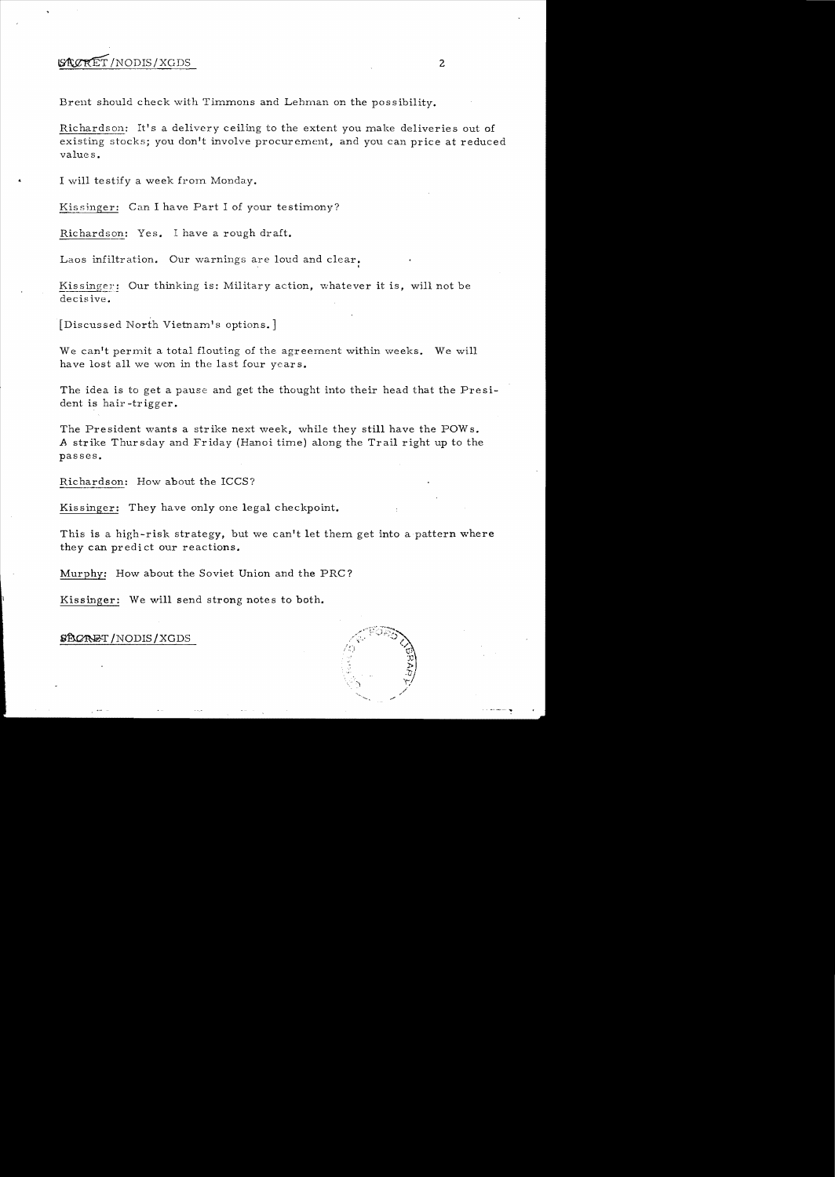Brent should check with Timmons and Lehman on the possibility.

Richardson: It's a delivery ceiling to the extent you make deliveries out of existing stocks; you don't involve procurement, and you can price at reduced values.

I will testify a week from Monday.

Kissinger: Can I have Part I of your testimony?

Richardson: Yes. I have a rough draft.

Laos infiltration. Our warnings are loud and clear.

Kissinger: Our thinking is: Military action, whatever it is, will not be decisive.

[Discussed North Vietnam's options.]

We can't permit a total flouting of the agreement within weeks. We will have lost all we won in the last four years.

The idea is to get a pause and get the thought into their head that the President is hair-trigger.

The President wants a strike next week, while they still have the POWs. A strike Thursday and Friday (Hanoi time) along the Trail right up to the passes.

Richardson: How about the ICCS?

Kissinger: They have only one legal checkpoint.

This is a high-risk strategy, but we can't let them get into a pattern where they can predict our reactions.

Murphy: How about the Soviet Union and the PRC?

Kissinger: We will send strong notes to both.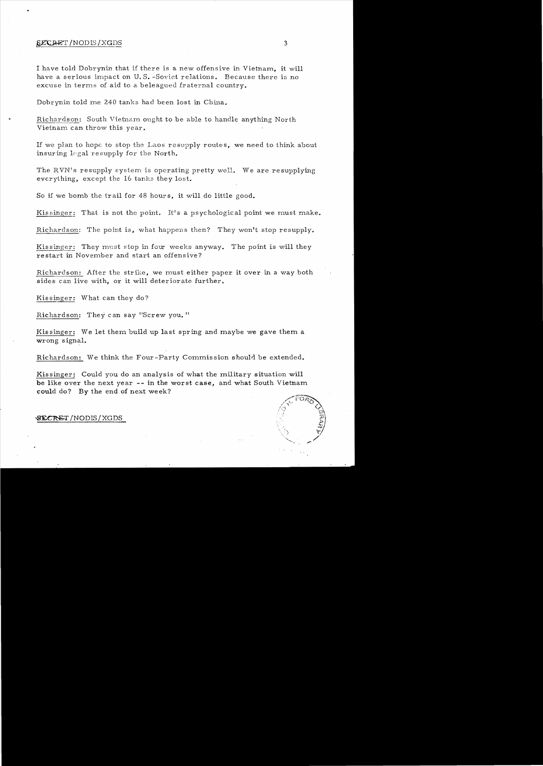I have told Dobrynin that if there is a new offensive in Vietnam, it will have a serious impact on U.S.-Soviet relations. Because there is no excuse in terms of aid to a beleagued fraternal country.

Dobrynin told me 240 tanks had been lost in China.

Richardson: South Vietnam ought to be able to handle anything North Vietnam can throw this year.

If we plan to hope to stop the Laos resupply routes, we need to think about insuring legal resupply for the North.

The RVN's resupply system is operating pretty well. We are resupplying everything, except the 16 tanks they lost.

So if we bomb the trail for 48 hours, it will do little good.

Kissinger: That is not the point. It's a psychological point we must make.

Richardson: The point is, what happens then? They won't stop resupply.

Kissinger: They must stop in four weeks anyway. The point is will they restart in November and start an offensive?

Richardson: After the strike, we must either paper it over in a way both sides can live with, or it will deteriorate further.

Kissinger: What can they do?

Richardson: They can say "Screw you."

Kissinger: We let them build up last spring and maybe we gave them a wrong signal.

Richardson: We think the Four-Party Commission should be extended.

Kissinger: Could you do an analysis of what the military situation will be like over the next year -- in the worst case, and what South Vietnam could do? By the end of next week?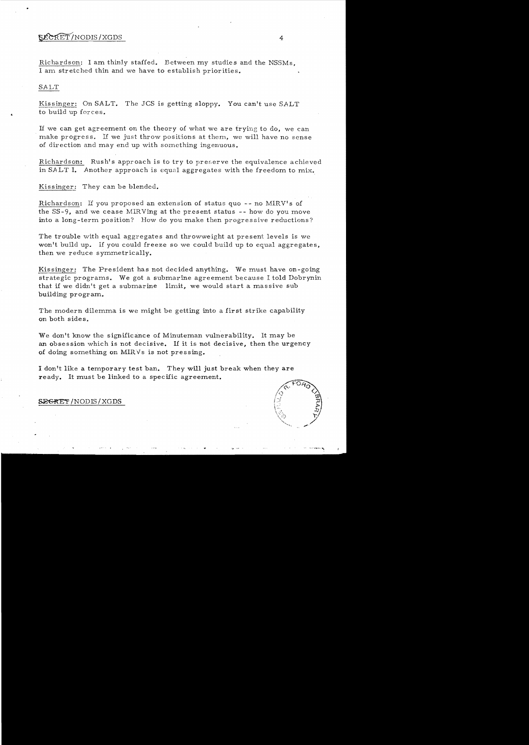Richardson: I am thinly staffed. Between my studies and the NSSMs, I am stretched thin and we have to establish priorities.

SALT

Kissinger: On SALT. The JCS is getting sloppy. You can't use SALT to build up forces.

If we can get agreement on the theory of what we are trying to do, we can make progress. If we just throw positions at them, we will have no sense of direction and may end up with something ingenuous.

Richardson: Rush's approach is to try to preserve the equivalence achieved in SALT I. Another approach is equal aggregates with the freedom to mix.

Kissinger: They can be blended.

Richardson: If you proposed an extension of status quo -- no MIRV's of the SS-9, and we cease MIRVing at the present status -- how do you move into a long-term position? How do you make then progressive reductions?

The trouble with equal aggregates and throwweight at present levels is we won't build up. If you could freeze so we could build up to equal aggregates, then we reduce symmetrically.

Kissinger: The President has not decided anything. We must have on-going strategic programs. We got a submarine agreement because I told Dobrynin that if we didn't get a submarine limit, we would start a massive sub building program.

The modern dilemma is we might be getting into a first strike capability on both sides.

We don't know the significance of Minuteman vulnerability. It may be an obsession which is not decisive. If it is not decisive, then the urgency of doing something on MIRVs is not pressing.

I don't like a temporary test ban. They will just break when they are ready. It must be linked to a specific agreement.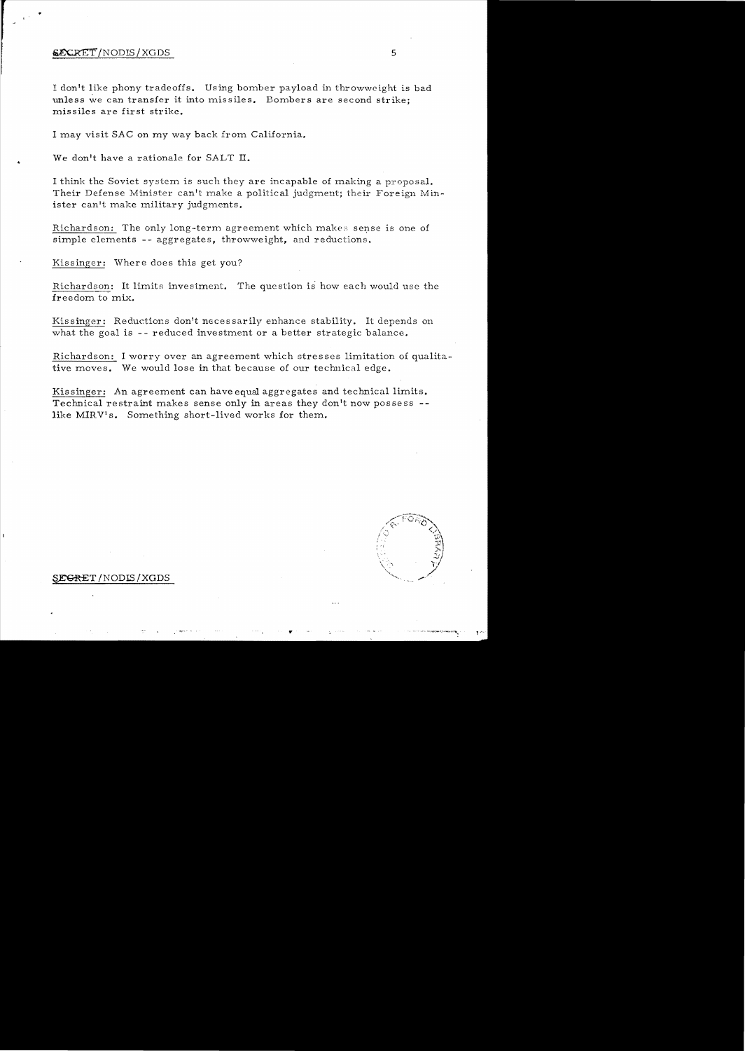I don't like phony tradeoffs. Using bomber payload in throwweight is bad unless we can transfer it into missiles. Bombers are second strike; missiles are first strike.

I may visit SAC on my way back from California.

We don't have a rationale for SALT II.

I think the Soviet system is such they are incapable of making a proposal. Their Defense Minister can't make a political judgment; their Foreign Minister can't make military judgments.

Richardson: The only long-term agreement which makes sense is one of simple elements -- aggregates, throwweight, and reductions.

Kissinger: Where does this get you?

Richardson: It limits investment. The question is how each would use the freedom to mix.

Kissinger: Reductions don't necessarily enhance stability. It depends on what the goal is -- reduced investment or a better strategic balance.

Richardson: I worry over an agreement which stresses limitation of qualitative moves. We would lose in that because of our technical edge.

Kissinger: An agreement can have equal aggregates and technical limits. Technical restraint makes sense only in areas they don't now possess -- like MIRV's. Something short-lived works for them.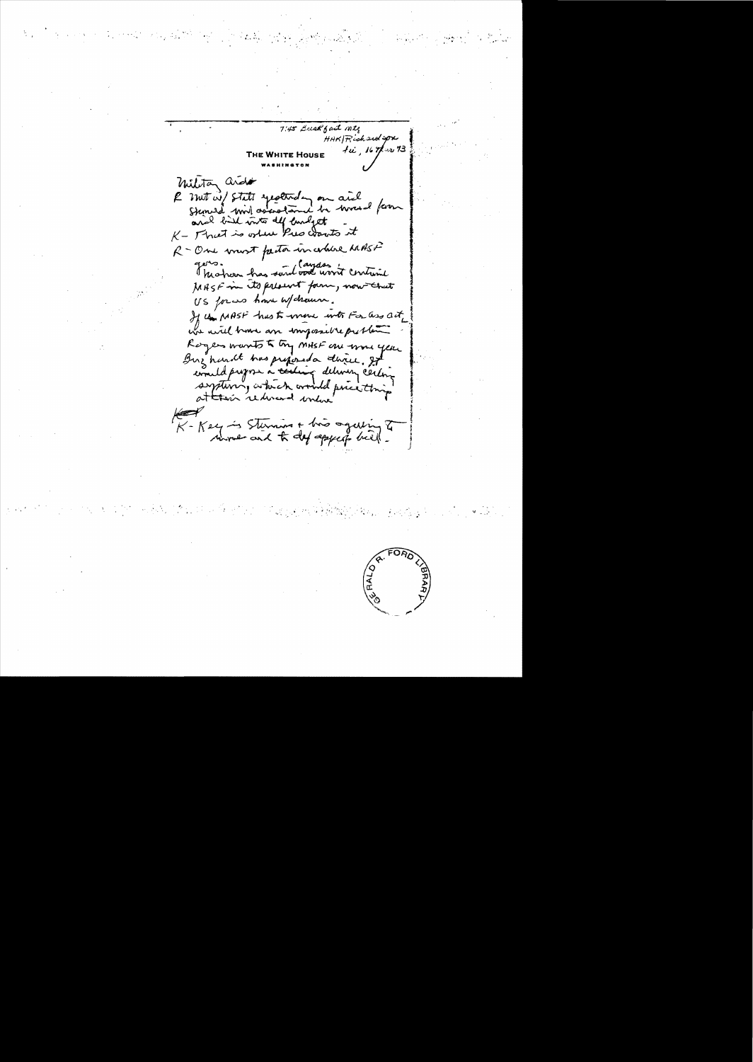7:45 Breakfast mtg
HAK/Richardson
Tu, 16 Apr 73

**THE WHITE HOUSE**
WASHINGTON

Military aid
R - Met w/ State yesterday on aid
Should mil assistance be moved from
aid bill into def budget
K - That is where Pres wants it
R - One must factor in where MASF
goes.
Mahon has said he (Laydes) won't continue
MASF in its present form, now that
US forces have w/drawn.
If the MASF has to move into For Ass act,
we will have an impossible problem.
Rogers wants to try MASF one more year.
Buzhardt has prepared a device. It
would propose a ceiling - delivery ceiling
system, which would price things
at their reduced value.

K - Key is Stennis + his agreeing to
move and to def approp bill.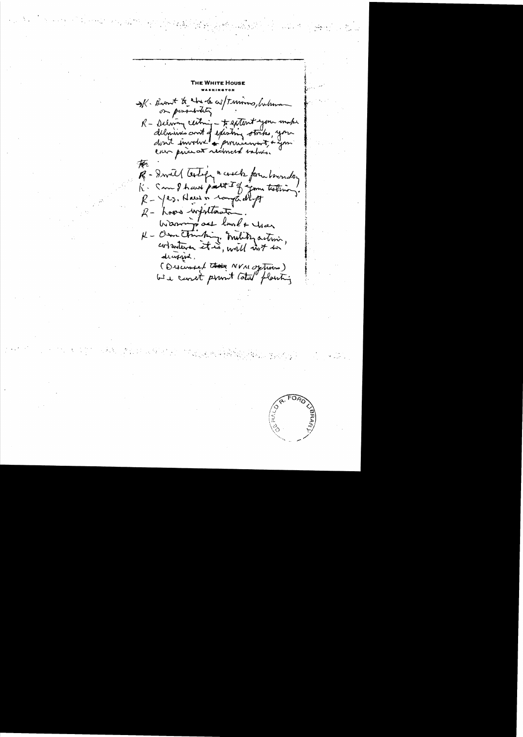THE WHITE HOUSE

WASHINGTON

→K - Brent to talk to w/Simmons, Lubman on possibility

R - Delivery ceiling - to extent you make deliveries out of existing stocks, you don't involve procurement, & you can price at reduced values.

R - I will testify a week from Monday

K - Can I have part I of your testimony.

R - Yes. Have a rough draft

R - Looks unfortunate. Warnings out loud & clear

K - Our thinking. Military action, whatever it is, will not be discussed.

(Discussed ~~the~~ NVN options)

We can't permit total flouting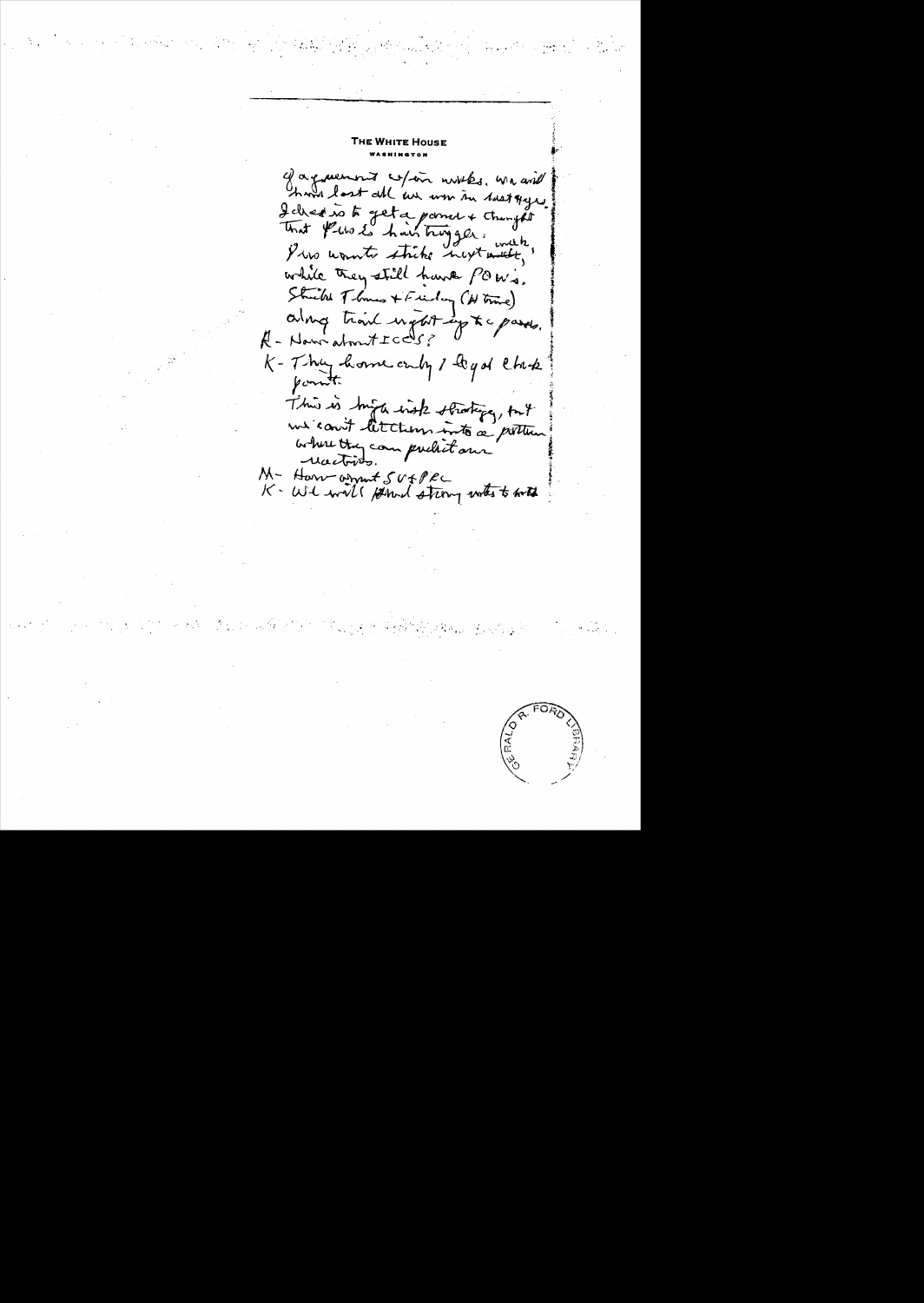# THE WHITE HOUSE

WASHINGTON

of agreement w/in weeks. We will have lost all we won in last 4 yrs.

Idea is to get a paper & thought that Pres is hair trigger.

Pres wants strike next week, while they still have POW's.

Strike Thurs & Friday (H time) along trail night up to passes.

R - How about ICCS?

K - They have only 1 legal check point.

This is high risk strategy, but we can't let them into a pattern where they can predict our reactions.

M - How about SVN & PRC

K - We will stand strong votes to both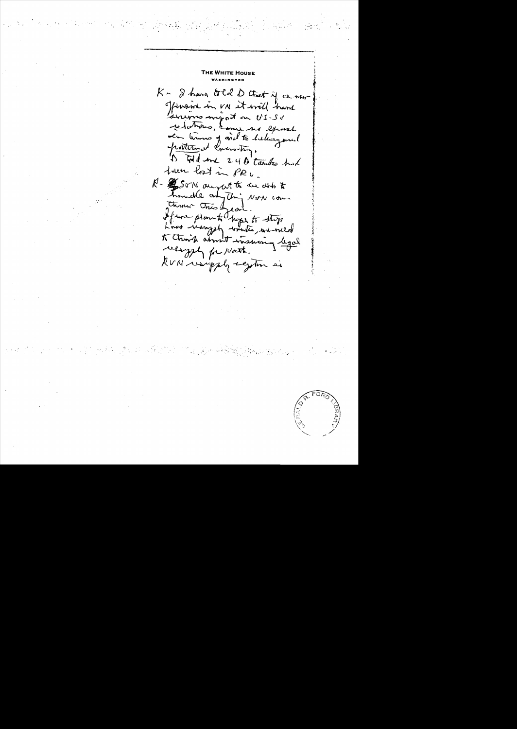**THE WHITE HOUSE**
**WASHINGTON**

K – I have told D that if a major offensive in VN it will have serious impact on US-SU relations, since no expect in terms of aid to belligerent protective country.

D told me 240 tanks had been lost in PRC.

K – GVN ought to be able to handle anything NVN can throw this year.

If we plan to hope to stop Laos resupply routes, we need to think about insuring legal resupply for North.

RVN resupply system is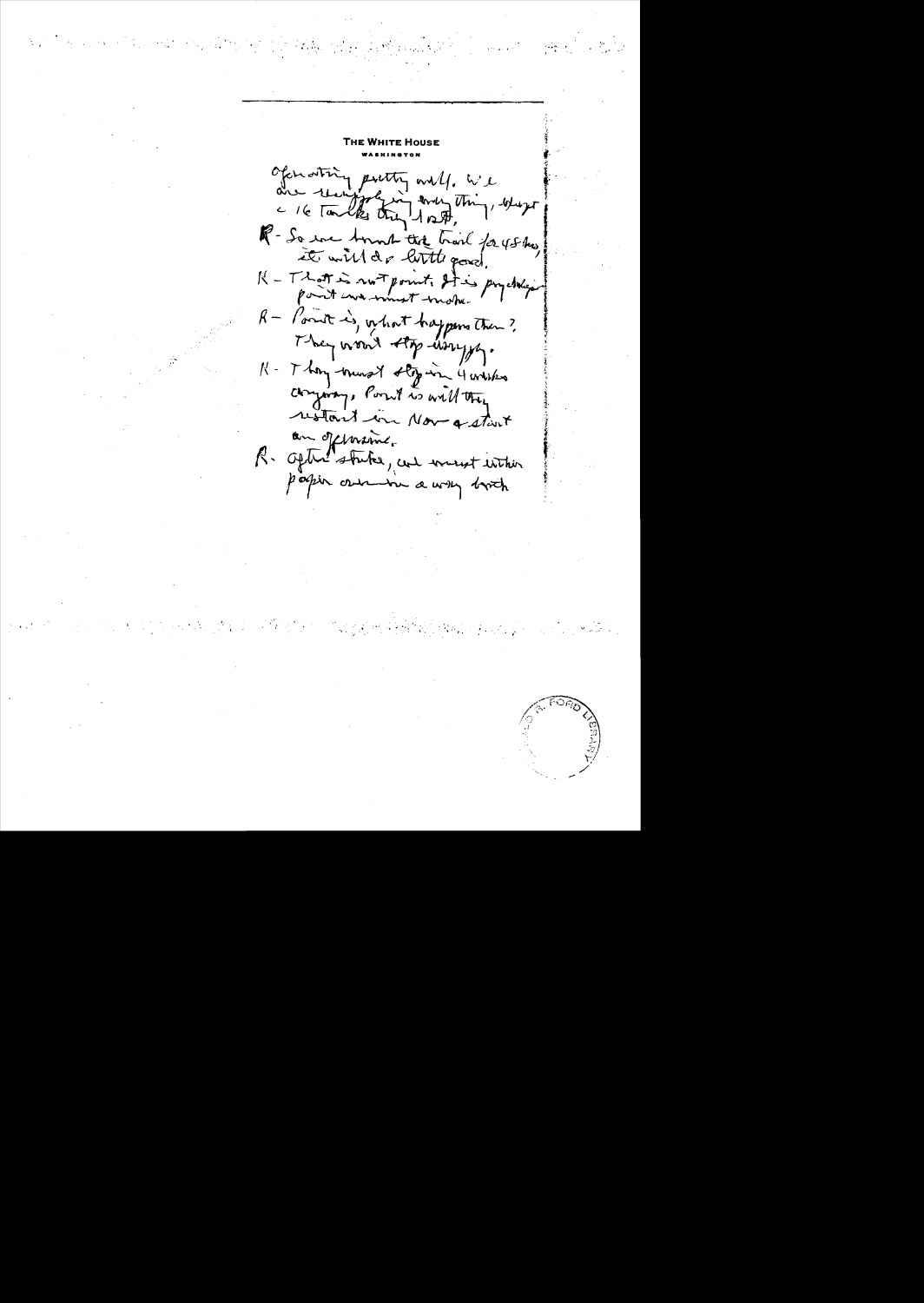THE WHITE HOUSE
WASHINGTON

operating pretty well. We are scrapping everything, except < 16 Tanks they lost.

R - So we turn the trail for 48 hrs it will do little good.

K - That is not point. It is psychological point we must make.

R - Point is, what happens then? They won't stop using it.

K - They must stop in 4 weeks anyway. Point is will they restart in Nov & start an offensive.

R. After strike, we must either p[r]ess on in a way [which]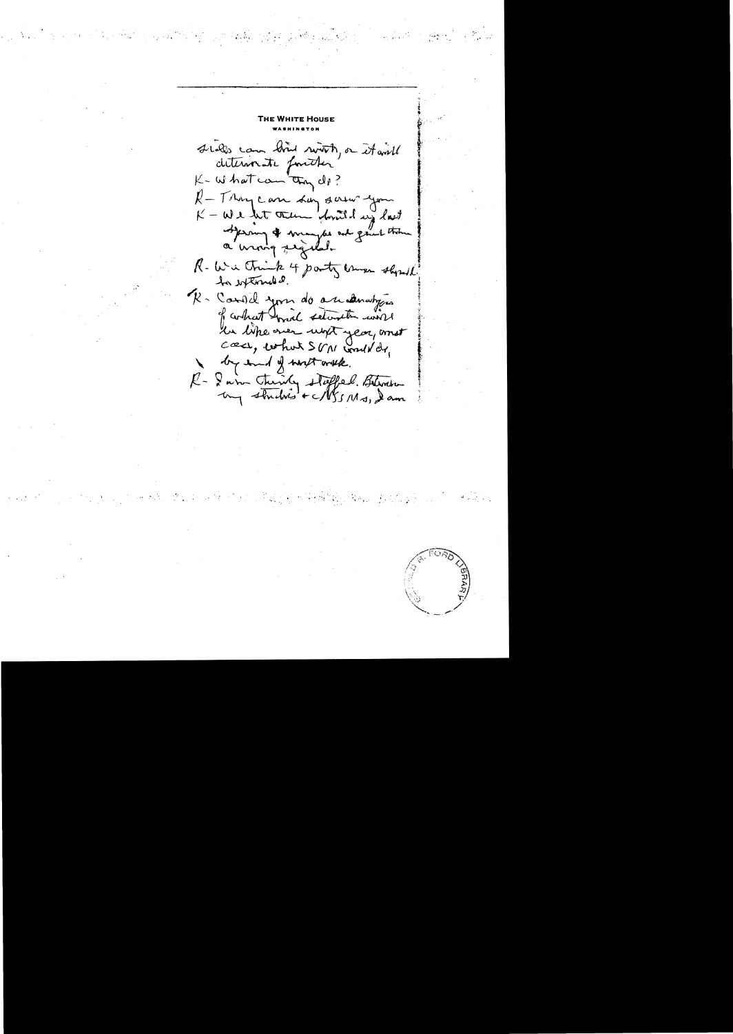THE WHITE HOUSE
WASHINGTON

Soviets can live with, or it will deteriorate further

K - What can they do?

R - They can say screw you

K - We let them build up last spring & maybe we gave them a wrong signal.

R - We think 4 party conv. should be extended.

K - Could you do an analysis of what Soviet situation would be like over next year, worst case, what SVN could do, by end of next week.

R - I am thinly staffed. Between my studies & NSSMs, I am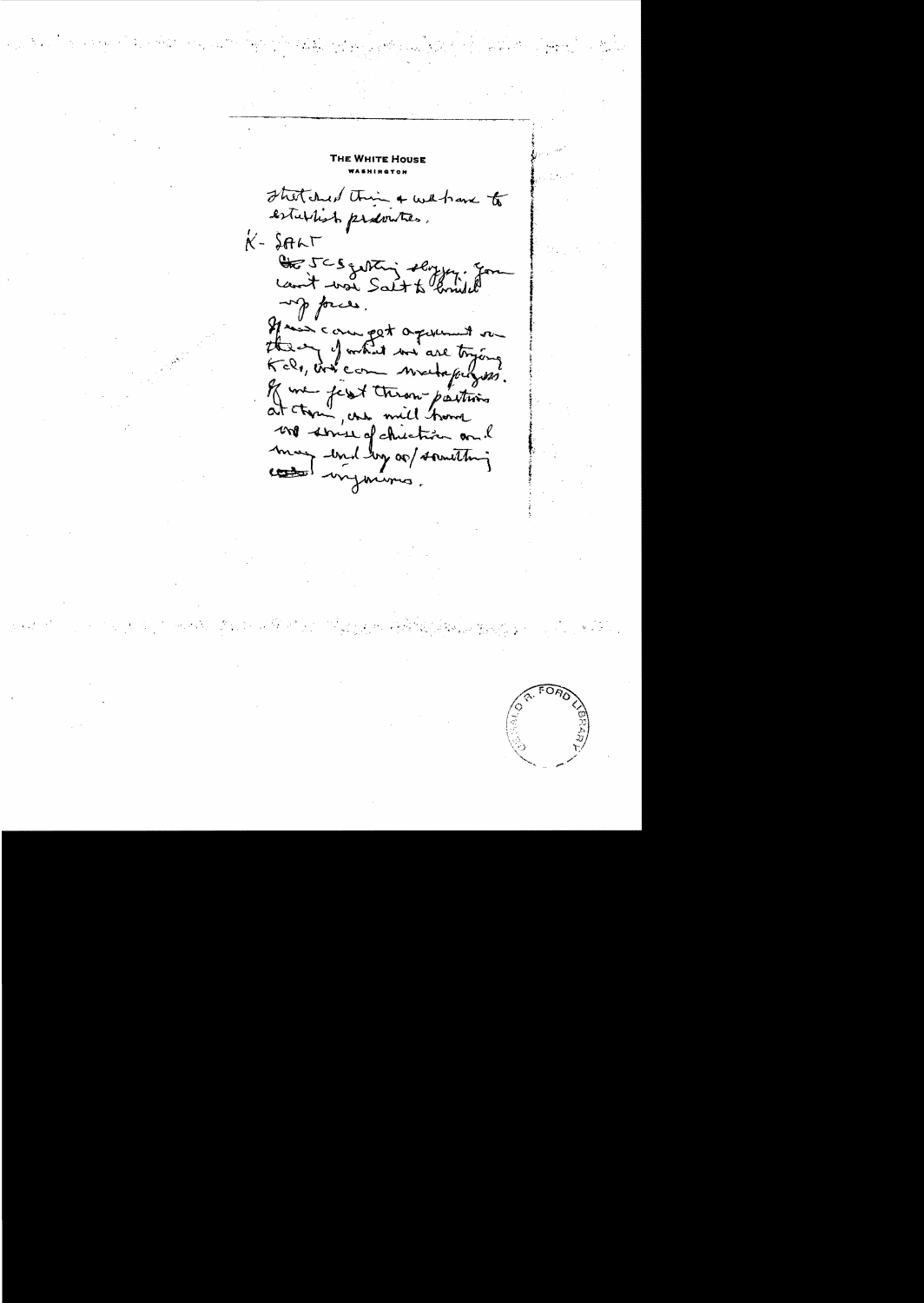**THE WHITE HOUSE**
WASHINGTON

that and this & we have to establish priorities.

K- SALT

JCS getting sloppy. You can't use Salt to build up forces.

If we can get agreement on the leg of what we are trying to do, we can make progress. If we just throw positions at them, we will have no sense of direction and may end up w/ something ingenious.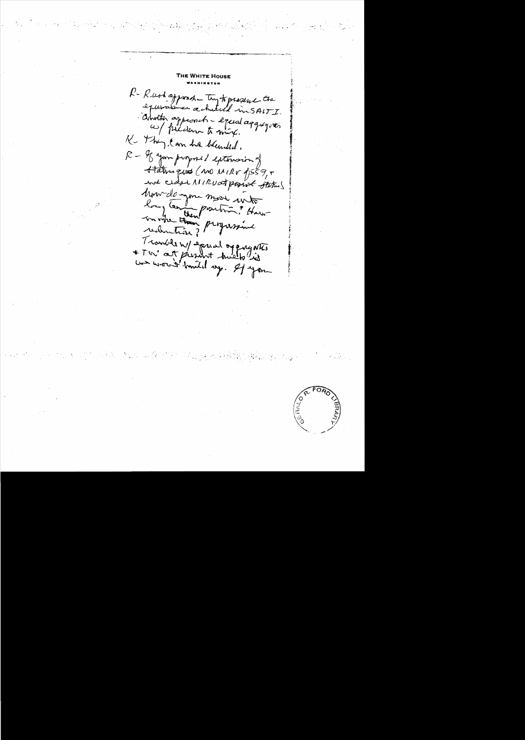THE WHITE HOUSE
WASHINGTON

R - Rush approach - Try to preserve the equivalence achieved in SALT I. Another approach - equal aggregates w/ freedom to mix.

K - They can be blended.

R - If you proposed extension of status quo (no MIRV f SS9, + we close MIRV at present status) how do you move into long term position? Have in mind then progressive reduction?

Trouble w/ equal aggregates + TW' at present levels is we won't build up. If you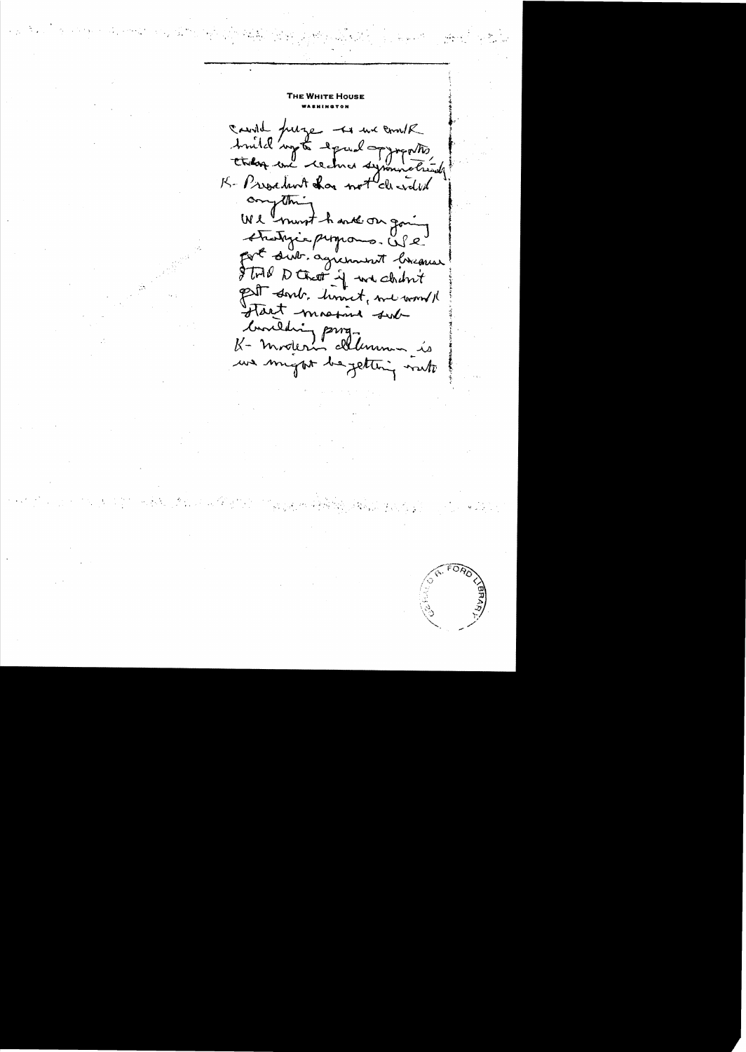THE WHITE HOUSE
WASHINGTON

could freeze – so we could build up to equal aggregates then we reduce symmetrically.

K- President has not decided anything

We must hold on going strategic programs. We got sub. agreement because I told D that if we didn't get sub. limit, we would start massive sub building prog.

K- Modern dilemma is we might be getting into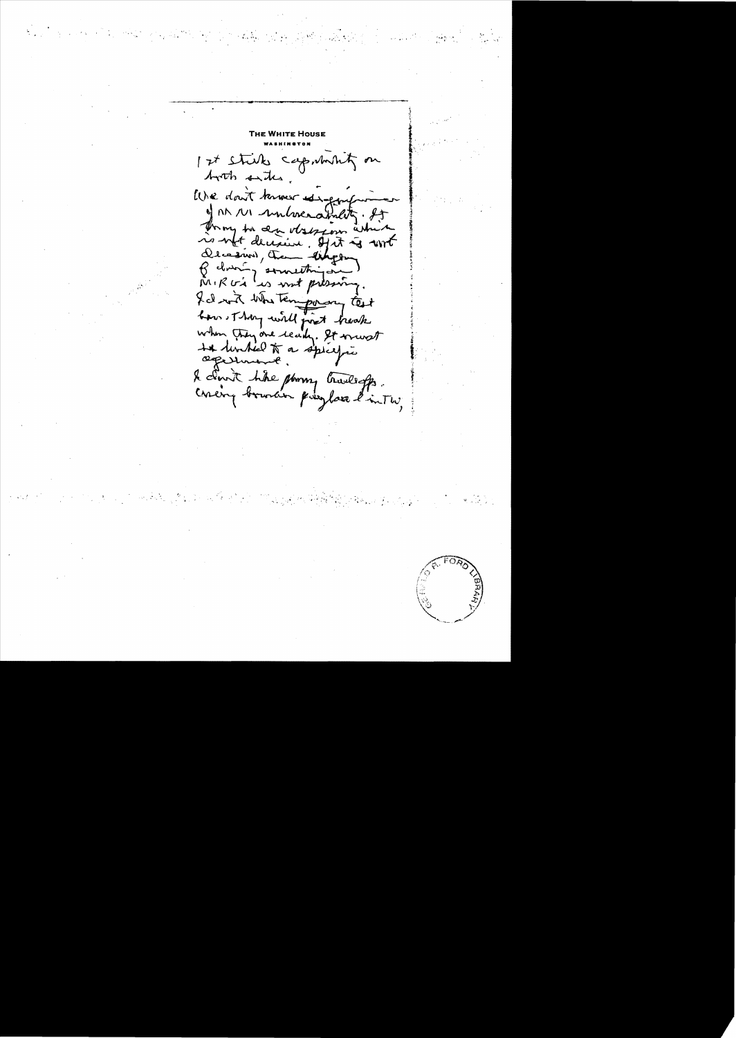**THE WHITE HOUSE**
**WASHINGTON**

1st strike capability on both sides.

We don't know significance of MM vulnerability. It brings to an obsession which is not decisive. If it is not decisive, then thing of doing something on MIRVs is not pressing.

I do not like temporary test ban. They will just break when they are ready. It must be limited to a specific agreement.

I don't like phony tradeoffs. Craving bomber payload in TW,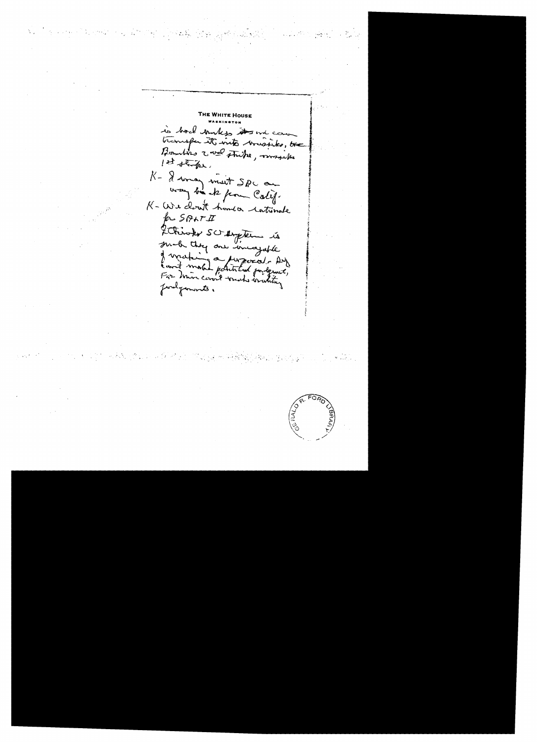THE WHITE HOUSE

WASHINGTON

is bad unless we can transfer it into missiles, the Bombers 2nd strike, missiles 1st strike.

K- I may meet SPC on way back from Calif.

K- We don't have a rationale for SALT II

I think SU system is such they are incapable of making a proposal. Dobry can't make political judgment, For Min can't make military judgments.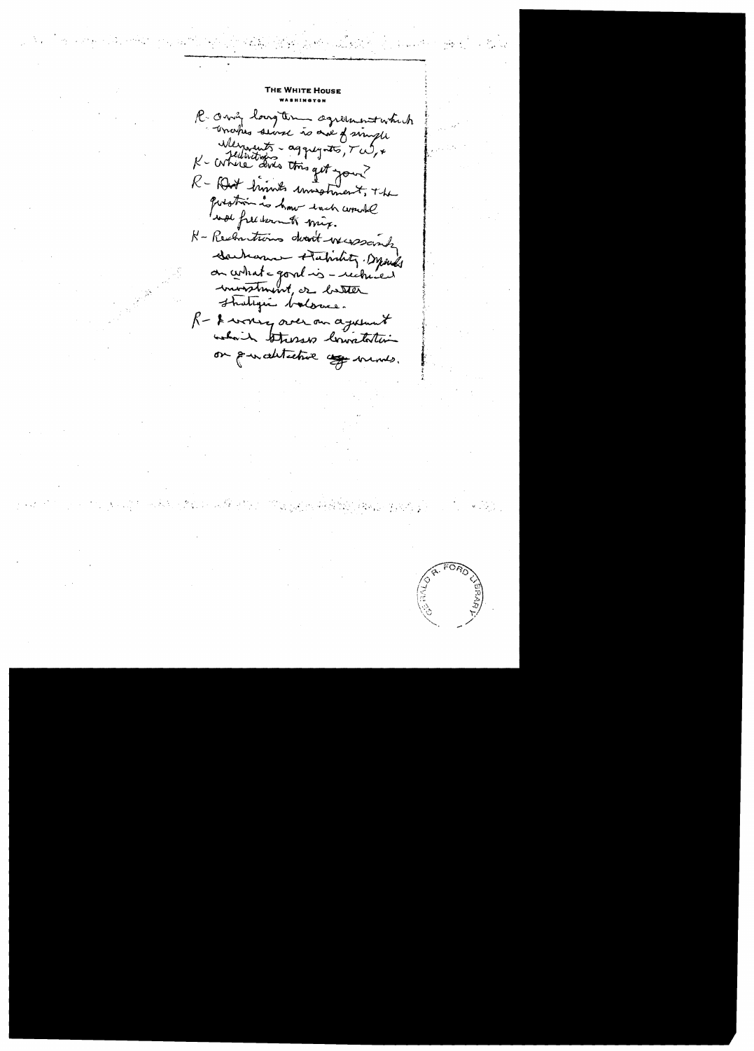THE WHITE HOUSE

WASHINGTON

R- Only long term agreement which makes sense is one of single elements - aggregates, TW, + [reductions]

K- Where does this get you?

R- But limits investment, + the question is how each would use freedom to mix.

K- Reductions don't necessarily enhance stability. Depends on what goal is - reduced investment, or better strategic balance.

R- I worry over an agreement which stresses limitation on quantitative numbers.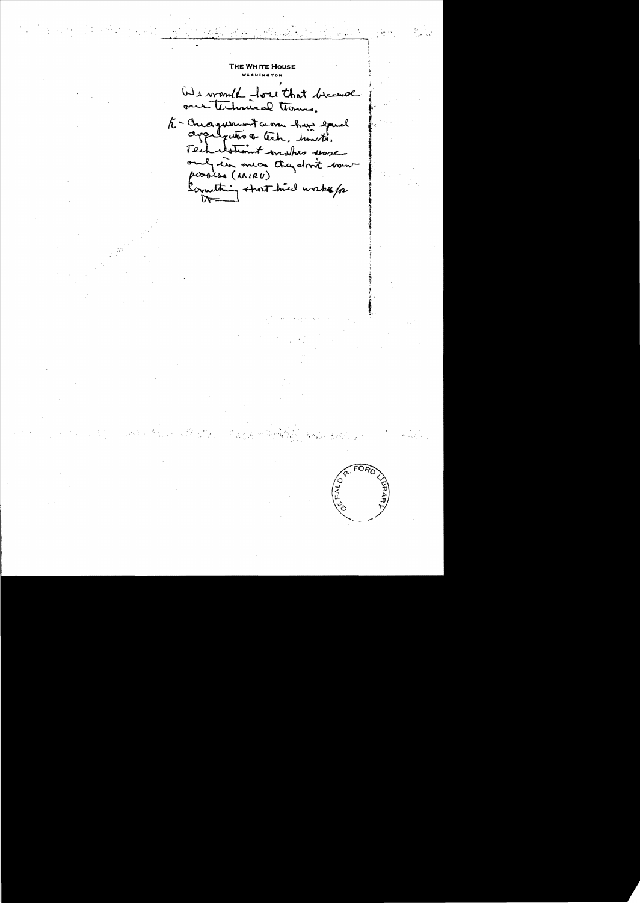THE WHITE HOUSE

WASHINGTON

We would lose that because our technical teams.

K - One argument some have equal aggregates & tech. limits. Tech restraint makes sense only in areas they don't now possess (MIRV)

Something that hard works for US